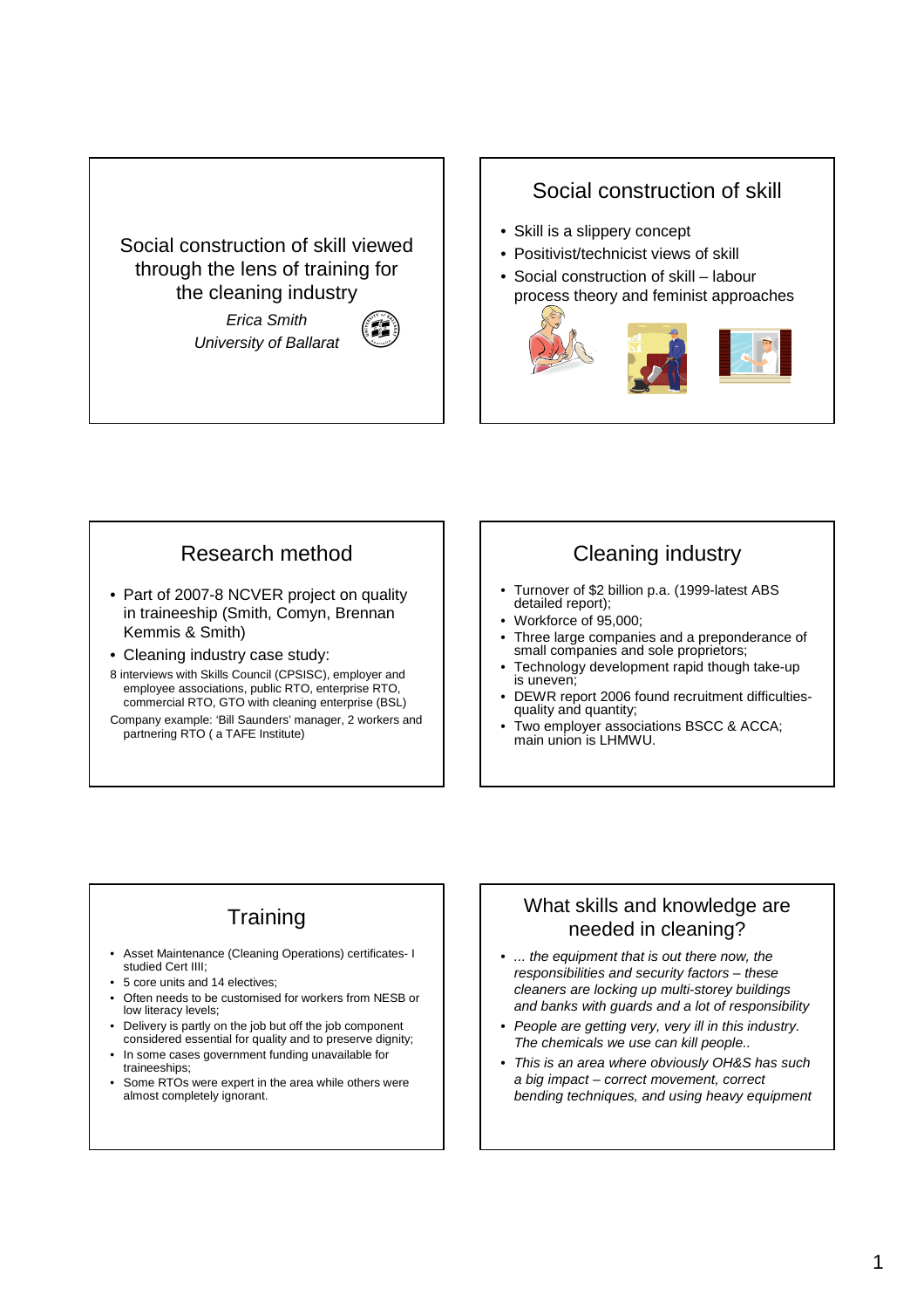# Social construction of skill viewed through the lens of training for the cleaning industry

*Erica Smith*

*University of Ballarat*

## Social construction of skill

- Skill is a slippery concept
- Positivist/technicist views of skill
- Social construction of skill – labour process theory and feminist approaches

## Research method

- Part of 2007-8 NCVER project on quality in traineeship (Smith, Comyn, Brennan Kemmis & Smith)
- Cleaning industry case study:

8 interviews with Skills Council (CPSISC), employer and employee associations, public RTO, enterprise RTO, commercial RTO, GTO with cleaning enterprise (BSL)

Company example: 'Bill Saunders' manager, 2 workers and partnering RTO ( a TAFE Institute)

## Cleaning industry

- Turnover of $2 billion p.a. (1999-latest ABS detailed report);
- Workforce of 95,000;
- Three large companies and a preponderance of small companies and sole proprietors;
- Technology development rapid though take-up is uneven;
- DEWR report 2006 found recruitment difficulties-quality and quantity;
- Two employer associations BSCC & ACCA; main union is LHMWU.

## Training

- Asset Maintenance (Cleaning Operations) certificates- I studied Cert IIII;
- 5 core units and 14 electives;
- Often needs to be customised for workers from NESB or low literacy levels;
- Delivery is partly on the job but off the job component considered essential for quality and to preserve dignity;
- In some cases government funding unavailable for traineeships;
- Some RTOs were expert in the area while others were almost completely ignorant.

## What skills and knowledge are needed in cleaning?

- *... the equipment that is out there now, the responsibilities and security factors – these cleaners are locking up multi-storey buildings and banks with guards and a lot of responsibility*
- *People are getting very, very ill in this industry. The chemicals we use can kill people..*
- *This is an area where obviously OH&S has such a big impact – correct movement, correct bending techniques, and using heavy equipment*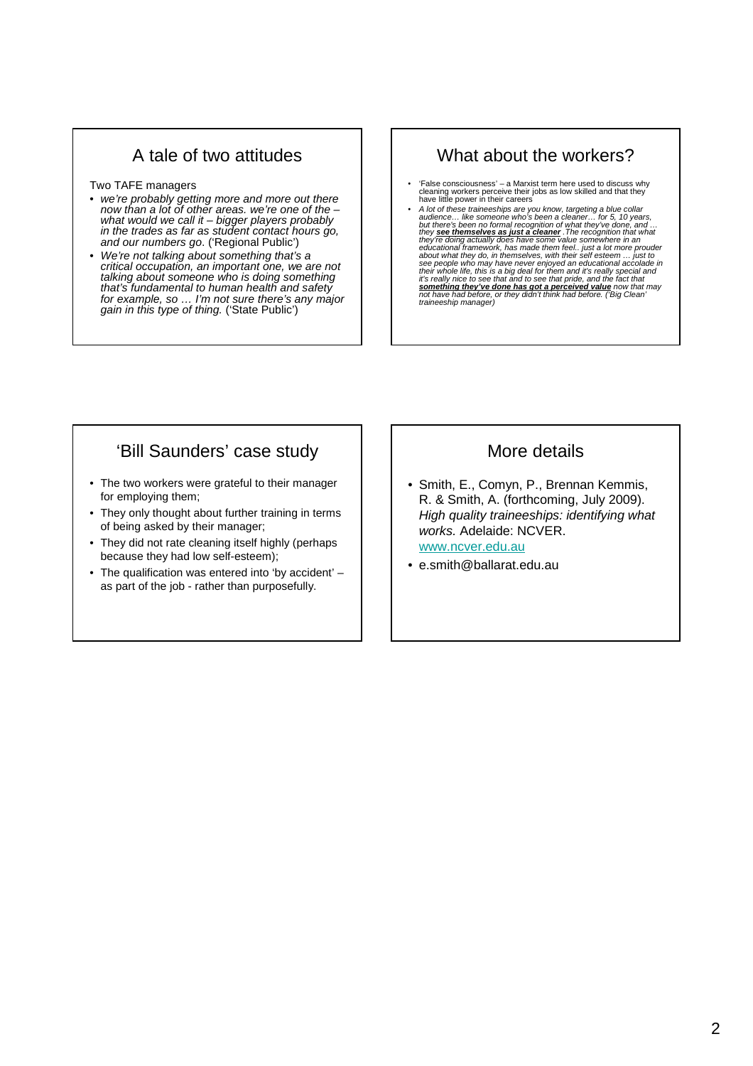## A tale of two attitudes

Two TAFE managers

- *we're probably getting more and more out there now than a lot of other areas. we're one of the – what would we call it – bigger players probably in the trades as far as student contact hours go, and our numbers go.* ('Regional Public')
- *We're not talking about something that's a critical occupation, an important one, we are not talking about someone who is doing something that's fundamental to human health and safety for example, so … I'm not sure there's any major gain in this type of thing.* ('State Public')

## What about the workers?

- 'False consciousness' – a Marxist term here used to discuss why cleaning workers perceive their jobs as low skilled and that they have little power in their careers
- *A lot of these traineeships are you know, targeting a blue collar audience… like someone who's been a cleaner… for 5, 10 years, but there's been no formal recognition of what they've done, and … they **see themselves as just a cleaner** .The recognition that what they're doing actually does have some value somewhere in an educational framework, has made them feel.. just a lot more prouder about what they do, in themselves, with their self esteem … just to see people who may have never enjoyed an educational accolade in their whole life, this is a big deal for them and it's really special and it's really nice to see that and to see that pride, and the fact that **something they've done has got a perceived value** now that may not have had before, or they didn't think had before. ('Big Clean' traineeship manager)*

## 'Bill Saunders' case study

- The two workers were grateful to their manager for employing them;
- They only thought about further training in terms of being asked by their manager;
- They did not rate cleaning itself highly (perhaps because they had low self-esteem);
- The qualification was entered into 'by accident' – as part of the job - rather than purposefully.

## More details

- Smith, E., Comyn, P., Brennan Kemmis, R. & Smith, A. (forthcoming, July 2009). *High quality traineeships: identifying what works.* Adelaide: NCVER. www.ncver.edu.au
- e.smith@ballarat.edu.au